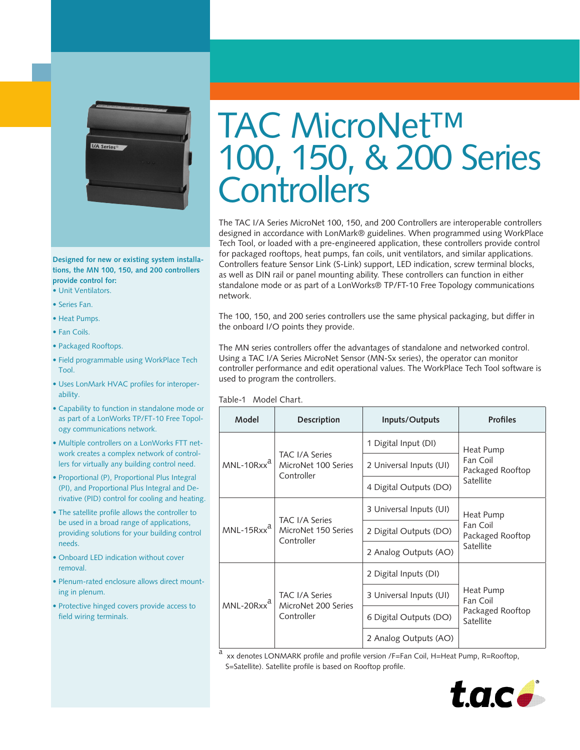# TAC MicroNet™ 100, 150, & 200 Series Controllers

**Designed for new or existing system installations, the MN 100, 150, and 200 controllers provide control for:**

- Unit Ventilators.
- Series Fan.
- Heat Pumps.
- Fan Coils.
- Packaged Rooftops.
- Field programmable using WorkPlace Tech Tool.
- Uses LonMark HVAC profiles for interoperability.
- Capability to function in standalone mode or as part of a LonWorks TP/FT-10 Free Topology communications network.
- Multiple controllers on a LonWorks FTT network creates a complex network of controllers for virtually any building control need.
- Proportional (P), Proportional Plus Integral (PI), and Proportional Plus Integral and Derivative (PID) control for cooling and heating.
- The satellite profile allows the controller to be used in a broad range of applications, providing solutions for your building control needs.
- Onboard LED indication without cover removal.
- Plenum-rated enclosure allows direct mounting in plenum.
- Protective hinged covers provide access to field wiring terminals.

The TAC I/A Series MicroNet 100, 150, and 200 Controllers are interoperable controllers designed in accordance with LonMark® guidelines. When programmed using WorkPlace Tech Tool, or loaded with a pre-engineered application, these controllers provide control for packaged rooftops, heat pumps, fan coils, unit ventilators, and similar applications. Controllers feature Sensor Link (S-Link) support, LED indication, screw terminal blocks, as well as DIN rail or panel mounting ability. These controllers can function in either standalone mode or as part of a LonWorks® TP/FT-10 Free Topology communications network.

The 100, 150, and 200 series controllers use the same physical packaging, but differ in the onboard I/O points they provide.

The MN series controllers offer the advantages of standalone and networked control. Using a TAC I/A Series MicroNet Sensor (MN-Sx series), the operator can monitor controller performance and edit operational values. The WorkPlace Tech Tool software is used to program the controllers.

Table-1 Model Chart.

| Model | Description | Inputs/Outputs | Profiles |
|---|---|---|---|
| MNL-10Rxx[a] | TAC I/A Series MicroNet 100 Series Controller | 1 Digital Input (DI) | Heat Pump Fan Coil Packaged Rooftop Satellite |
| | | 2 Universal Inputs (UI) | |
| | | 4 Digital Outputs (DO) | |
| MNL-15Rxx[a] | TAC I/A Series MicroNet 150 Series Controller | 3 Universal Inputs (UI) | Heat Pump Fan Coil Packaged Rooftop Satellite |
| | | 2 Digital Outputs (DO) | |
| | | 2 Analog Outputs (AO) | |
| MNL-20Rxx[a] | TAC I/A Series MicroNet 200 Series Controller | 2 Digital Inputs (DI) | Heat Pump Fan Coil Packaged Rooftop Satellite |
| | | 3 Universal Inputs (UI) | |
| | | 6 Digital Outputs (DO) | |
| | | 2 Analog Outputs (AO) | |

[a] xx denotes LONMARK profile and profile version /F=Fan Coil, H=Heat Pump, R=Rooftop, S=Satellite). Satellite profile is based on Rooftop profile.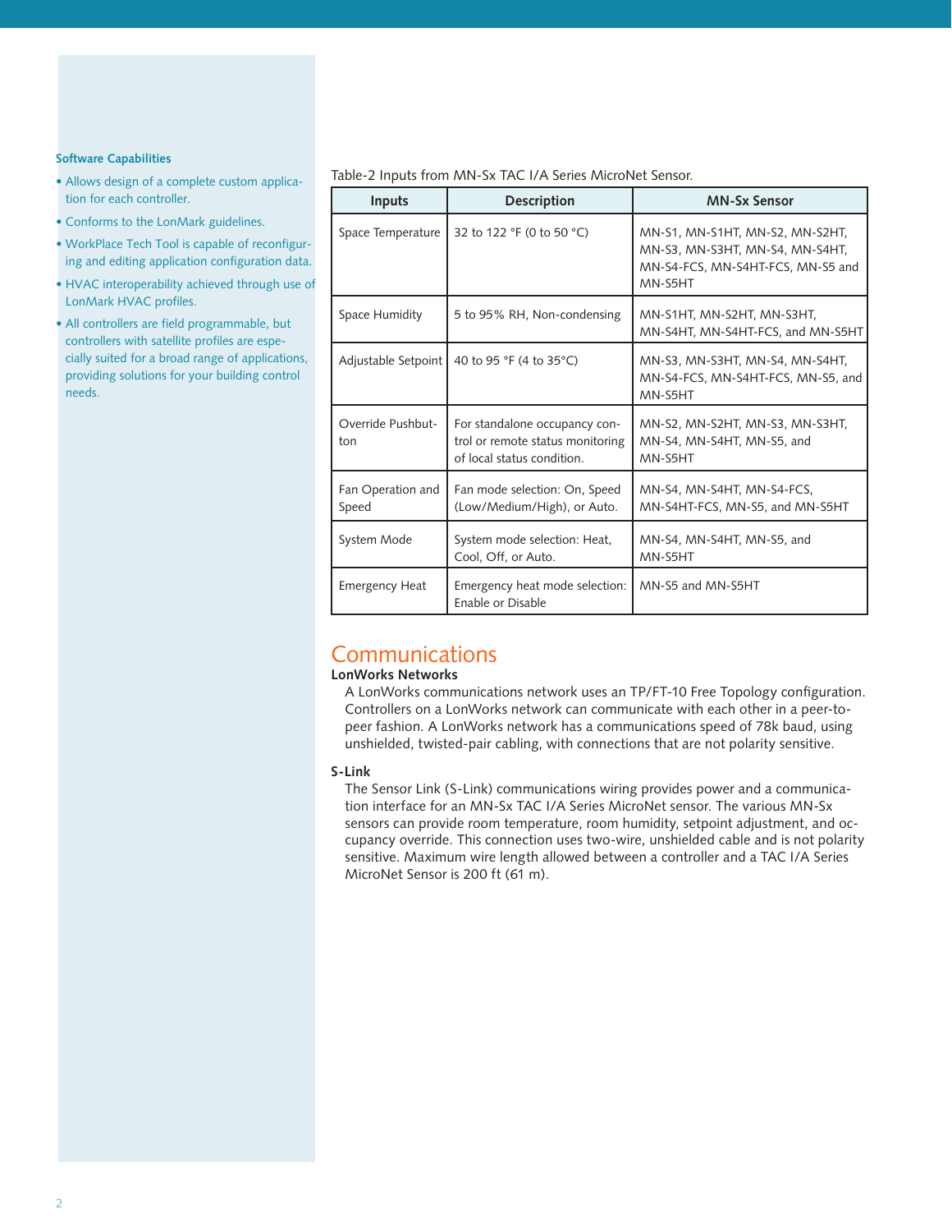### Software Capabilities

- Allows design of a complete custom application for each controller.
- Conforms to the LonMark guidelines.
- WorkPlace Tech Tool is capable of reconfiguring and editing application configuration data.
- HVAC interoperability achieved through use of LonMark HVAC profiles.
- All controllers are field programmable, but controllers with satellite profiles are especially suited for a broad range of applications, providing solutions for your building control needs.

Table-2 Inputs from MN-Sx TAC I/A Series MicroNet Sensor.

| Inputs | Description | MN-Sx Sensor |
|---|---|---|
| Space Temperature | 32 to 122 °F (0 to 50 °C) | MN-S1, MN-S1HT, MN-S2, MN-S2HT, MN-S3, MN-S3HT, MN-S4, MN-S4HT, MN-S4-FCS, MN-S4HT-FCS, MN-S5 and MN-S5HT |
| Space Humidity | 5 to 95% RH, Non-condensing | MN-S1HT, MN-S2HT, MN-S3HT, MN-S4HT, MN-S4HT-FCS, and MN-S5HT |
| Adjustable Setpoint | 40 to 95 °F (4 to 35°C) | MN-S3, MN-S3HT, MN-S4, MN-S4HT, MN-S4-FCS, MN-S4HT-FCS, MN-S5, and MN-S5HT |
| Override Pushbutton | For standalone occupancy control or remote status monitoring of local status condition. | MN-S2, MN-S2HT, MN-S3, MN-S3HT, MN-S4, MN-S4HT, MN-S5, and MN-S5HT |
| Fan Operation and Speed | Fan mode selection: On, Speed (Low/Medium/High), or Auto. | MN-S4, MN-S4HT, MN-S4-FCS, MN-S4HT-FCS, MN-S5, and MN-S5HT |
| System Mode | System mode selection: Heat, Cool, Off, or Auto. | MN-S4, MN-S4HT, MN-S5, and MN-S5HT |
| Emergency Heat | Emergency heat mode selection: Enable or Disable | MN-S5 and MN-S5HT |

## Communications

**LonWorks Networks**

A LonWorks communications network uses an TP/FT-10 Free Topology configuration. Controllers on a LonWorks network can communicate with each other in a peer-to-peer fashion. A LonWorks network has a communications speed of 78k baud, using unshielded, twisted-pair cabling, with connections that are not polarity sensitive.

**S-Link**

The Sensor Link (S-Link) communications wiring provides power and a communication interface for an MN-Sx TAC I/A Series MicroNet sensor. The various MN-Sx sensors can provide room temperature, room humidity, setpoint adjustment, and occupancy override. This connection uses two-wire, unshielded cable and is not polarity sensitive. Maximum wire length allowed between a controller and a TAC I/A Series MicroNet Sensor is 200 ft (61 m).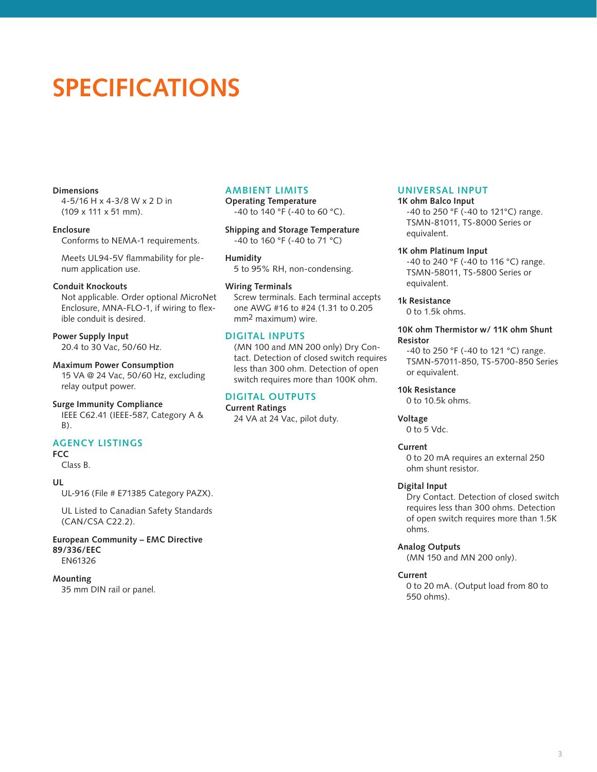# SPECIFICATIONS

**Dimensions**
4-5/16 H x 4-3/8 W x 2 D in (109 x 111 x 51 mm).

**Enclosure**
Conforms to NEMA-1 requirements.

Meets UL94-5V flammability for plenum application use.

**Conduit Knockouts**
Not applicable. Order optional MicroNet Enclosure, MNA-FLO-1, if wiring to flexible conduit is desired.

**Power Supply Input**
20.4 to 30 Vac, 50/60 Hz.

**Maximum Power Consumption**
15 VA @ 24 Vac, 50/60 Hz, excluding relay output power.

**Surge Immunity Compliance**
IEEE C62.41 (IEEE-587, Category A & B).

## AGENCY LISTINGS

**FCC**
Class B.

**UL**
UL-916 (File # E71385 Category PAZX).

UL Listed to Canadian Safety Standards (CAN/CSA C22.2).

**European Community – EMC Directive 89/336/EEC**
EN61326

**Mounting**
35 mm DIN rail or panel.

## AMBIENT LIMITS

**Operating Temperature**
-40 to 140 °F (-40 to 60 °C).

**Shipping and Storage Temperature**
-40 to 160 °F (-40 to 71 °C)

**Humidity**
5 to 95% RH, non-condensing.

**Wiring Terminals**
Screw terminals. Each terminal accepts one AWG #16 to #24 (1.31 to 0.205 $mm^2$ maximum) wire.

## DIGITAL INPUTS

(MN 100 and MN 200 only) Dry Contact. Detection of closed switch requires less than 300 ohm. Detection of open switch requires more than 100K ohm.

## DIGITAL OUTPUTS

**Current Ratings**
24 VA at 24 Vac, pilot duty.

## UNIVERSAL INPUT

**1K ohm Balco Input**
-40 to 250 °F (-40 to 121°C) range. TSMN-81011, TS-8000 Series or equivalent.

**1K ohm Platinum Input**
-40 to 240 °F (-40 to 116 °C) range. TSMN-58011, TS-5800 Series or equivalent.

**1k Resistance**
0 to 1.5k ohms.

**10K ohm Thermistor w/ 11K ohm Shunt Resistor**
-40 to 250 °F (-40 to 121 °C) range. TSMN-57011-850, TS-5700-850 Series or equivalent.

**10k Resistance**
0 to 10.5k ohms.

**Voltage**
0 to 5 Vdc.

**Current**
0 to 20 mA requires an external 250 ohm shunt resistor.

**Digital Input**
Dry Contact. Detection of closed switch requires less than 300 ohms. Detection of open switch requires more than 1.5K ohms.

**Analog Outputs**
(MN 150 and MN 200 only).

**Current**
0 to 20 mA. (Output load from 80 to 550 ohms).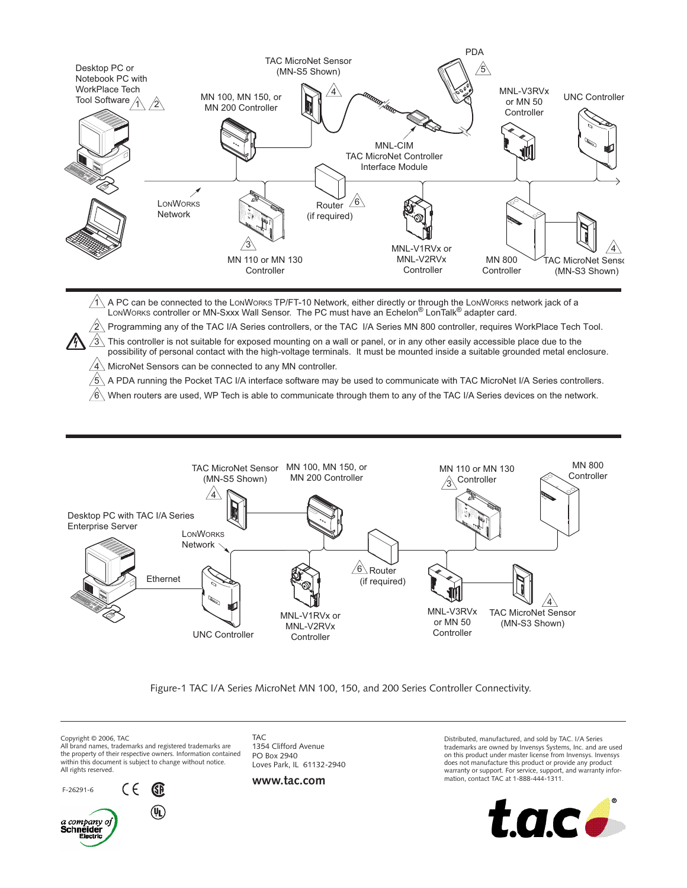Desktop PC or Notebook PC with WorkPlace Tech Tool Software 1 2

TAC MicroNet Sensor (MN-S5 Shown) 4

MN 100, MN 150, or MN 200 Controller

PDA 5

MNL-CIM TAC MicroNet Controller Interface Module

MNL-V3RVx or MN 50 Controller

UNC Controller

LONWORKS Network

Router (if required) 6

MN 110 or MN 130 Controller 3

MNL-V1RVx or MNL-V2RVx Controller

MN 800 Controller

TAC MicroNet Sensor (MN-S3 Shown) 4

1. A PC can be connected to the LONWORKS TP/FT-10 Network, either directly or through the LONWORKS network jack of a LONWORKS controller or MN-Sxxx Wall Sensor. The PC must have an Echelon® LonTalk® adapter card.
2. Programming any of the TAC I/A Series controllers, or the TAC I/A Series MN 800 controller, requires WorkPlace Tech Tool.
3. This controller is not suitable for exposed mounting on a wall or panel, or in any other easily accessible place due to the possibility of personal contact with the high-voltage terminals. It must be mounted inside a suitable grounded metal enclosure.
4. MicroNet Sensors can be connected to any MN controller.
5. A PDA running the Pocket TAC I/A interface software may be used to communicate with TAC MicroNet I/A Series controllers.
6. When routers are used, WP Tech is able to communicate through them to any of the TAC I/A Series devices on the network.

TAC MicroNet Sensor (MN-S5 Shown) 4

MN 100, MN 150, or MN 200 Controller

MN 110 or MN 130 Controller 3

MN 800 Controller

Desktop PC with TAC I/A Series Enterprise Server

LONWORKS Network

Ethernet

UNC Controller

MNL-V1RVx or MNL-V2RVx Controller

Router (if required) 6

MNL-V3RVx or MN 50 Controller

TAC MicroNet Sensor (MN-S3 Shown) 4

Figure-1 TAC I/A Series MicroNet MN 100, 150, and 200 Series Controller Connectivity.

Copyright © 2006, TAC
All brand names, trademarks and registered trademarks are the property of their respective owners. Information contained within this document is subject to change without notice.
All rights reserved.

F-26291-6

TAC
1354 Clifford Avenue
PO Box 2940
Loves Park, IL 61132-2940

**www.tac.com**

Distributed, manufactured, and sold by TAC. I/A Series trademarks are owned by Invensys Systems, Inc. and are used on this product under master license from Invensys. Invensys does not manufacture this product or provide any product warranty or support. For service, support, and warranty information, contact TAC at 1-888-444-1311.

a company of Schneider Electric

t.a.c®